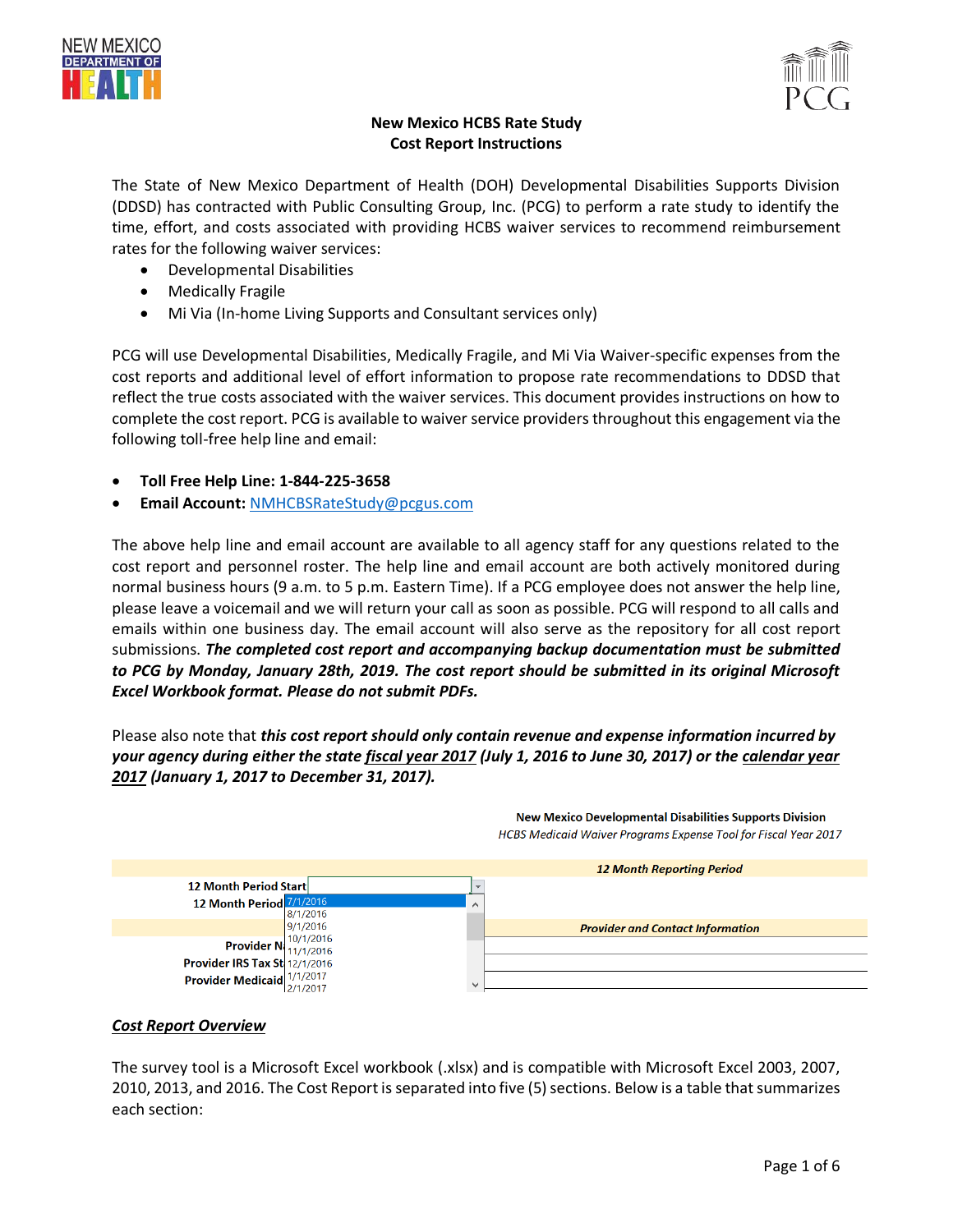# New Mexico HCBS Rate Study
## Cost Report Instructions

The State of New Mexico Department of Health (DOH) Developmental Disabilities Supports Division (DDSD) has contracted with Public Consulting Group, Inc. (PCG) to perform a rate study to identify the time, effort, and costs associated with providing HCBS waiver services to recommend reimbursement rates for the following waiver services:

- Developmental Disabilities
- Medically Fragile
- Mi Via (In-home Living Supports and Consultant services only)

PCG will use Developmental Disabilities, Medically Fragile, and Mi Via Waiver-specific expenses from the cost reports and additional level of effort information to propose rate recommendations to DDSD that reflect the true costs associated with the waiver services. This document provides instructions on how to complete the cost report. PCG is available to waiver service providers throughout this engagement via the following toll-free help line and email:

- **Toll Free Help Line: 1-844-225-3658**
- **Email Account:** NMHCBSRateStudy@pcgus.com

The above help line and email account are available to all agency staff for any questions related to the cost report and personnel roster. The help line and email account are both actively monitored during normal business hours (9 a.m. to 5 p.m. Eastern Time). If a PCG employee does not answer the help line, please leave a voicemail and we will return your call as soon as possible. PCG will respond to all calls and emails within one business day. The email account will also serve as the repository for all cost report submissions. ***The completed cost report and accompanying backup documentation must be submitted to PCG by Monday, January 28th, 2019. The cost report should be submitted in its original Microsoft Excel Workbook format. Please do not submit PDFs.***

Please also note that ***this cost report should only contain revenue and expense information incurred by your agency during either the state fiscal year 2017 (July 1, 2016 to June 30, 2017) or the calendar year 2017 (January 1, 2017 to December 31, 2017).***

New Mexico Developmental Disabilities Supports Division
*HCBS Medicaid Waiver Programs Expense Tool for Fiscal Year 2017*

| | | |
|---|---|---|
| | | ***12 Month Reporting Period*** |
| **12 Month Period Start** | | |
| **12 Month Period** | 7/1/2016<br>8/1/2016<br>9/1/2016<br>10/1/2016<br>11/1/2016<br>12/1/2016<br>1/1/2017<br>2/1/2017 | |
| | | ***Provider and Contact Information*** |
| **Provider N** | | |
| **Provider IRS Tax St** | | |
| **Provider Medicaid** | | |

### *Cost Report Overview*

The survey tool is a Microsoft Excel workbook (.xlsx) and is compatible with Microsoft Excel 2003, 2007, 2010, 2013, and 2016. The Cost Report is separated into five (5) sections. Below is a table that summarizes each section: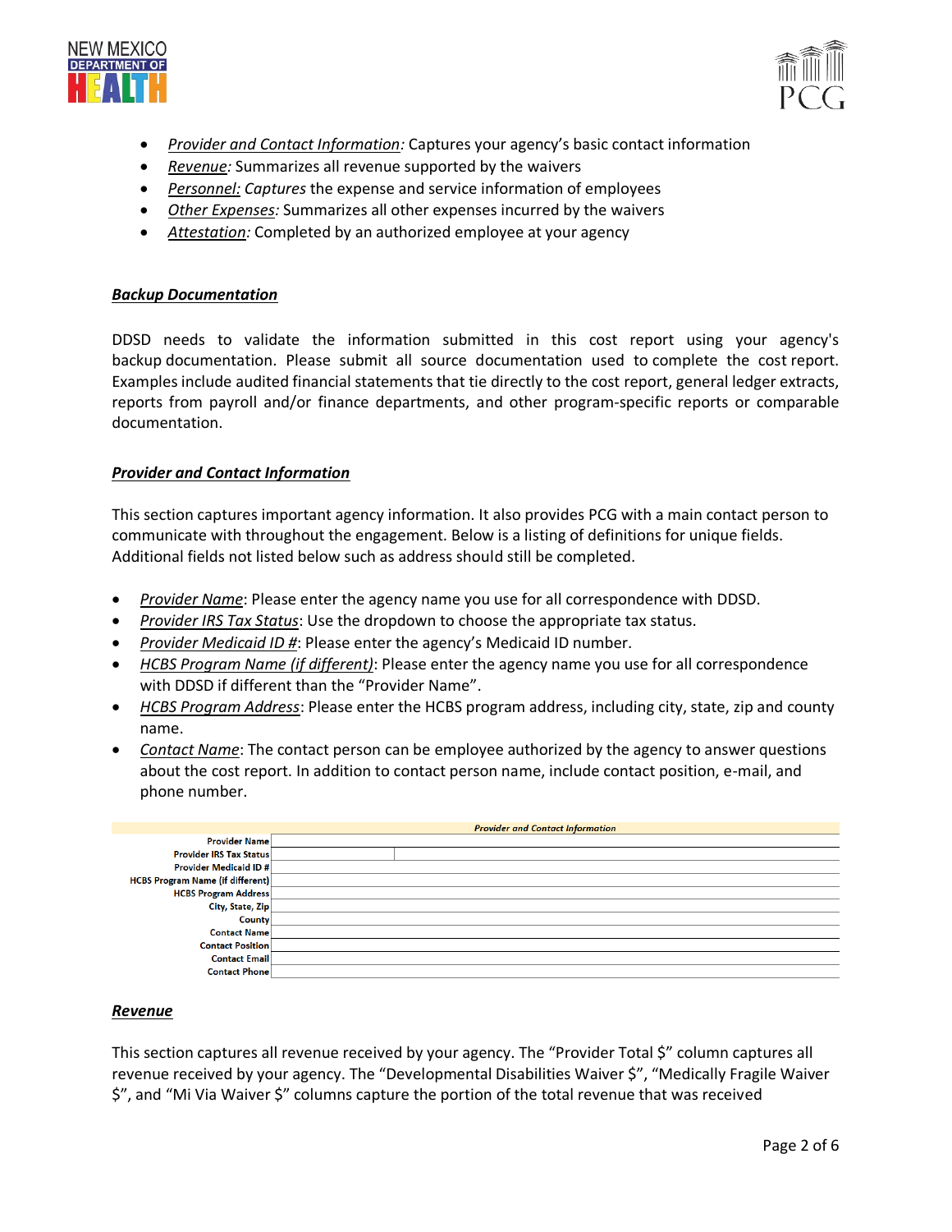- *Provider and Contact Information:* Captures your agency's basic contact information
- *Revenue:* Summarizes all revenue supported by the waivers
- *Personnel: Captures* the expense and service information of employees
- *Other Expenses:* Summarizes all other expenses incurred by the waivers
- *Attestation:* Completed by an authorized employee at your agency

### ***Backup Documentation***

DDSD needs to validate the information submitted in this cost report using your agency's backup documentation. Please submit all source documentation used to complete the cost report. Examples include audited financial statements that tie directly to the cost report, general ledger extracts, reports from payroll and/or finance departments, and other program-specific reports or comparable documentation.

### ***Provider and Contact Information***

This section captures important agency information. It also provides PCG with a main contact person to communicate with throughout the engagement. Below is a listing of definitions for unique fields. Additional fields not listed below such as address should still be completed.

- *Provider Name*: Please enter the agency name you use for all correspondence with DDSD.
- *Provider IRS Tax Status*: Use the dropdown to choose the appropriate tax status.
- *Provider Medicaid ID #*: Please enter the agency's Medicaid ID number.
- *HCBS Program Name (if different)*: Please enter the agency name you use for all correspondence with DDSD if different than the "Provider Name".
- *HCBS Program Address*: Please enter the HCBS program address, including city, state, zip and county name.
- *Contact Name*: The contact person can be employee authorized by the agency to answer questions about the cost report. In addition to contact person name, include contact position, e-mail, and phone number.

| | Provider and Contact Information |
|---|---|
| Provider Name | |
| Provider IRS Tax Status | |
| Provider Medicaid ID # | |
| HCBS Program Name (if different) | |
| HCBS Program Address | |
| City, State, Zip | |
| County | |
| Contact Name | |
| Contact Position | |
| Contact Email | |
| Contact Phone | |

### ***Revenue***

This section captures all revenue received by your agency. The "Provider Total $" column captures all revenue received by your agency. The "Developmental Disabilities Waiver $", "Medically Fragile Waiver $", and "Mi Via Waiver $" columns capture the portion of the total revenue that was received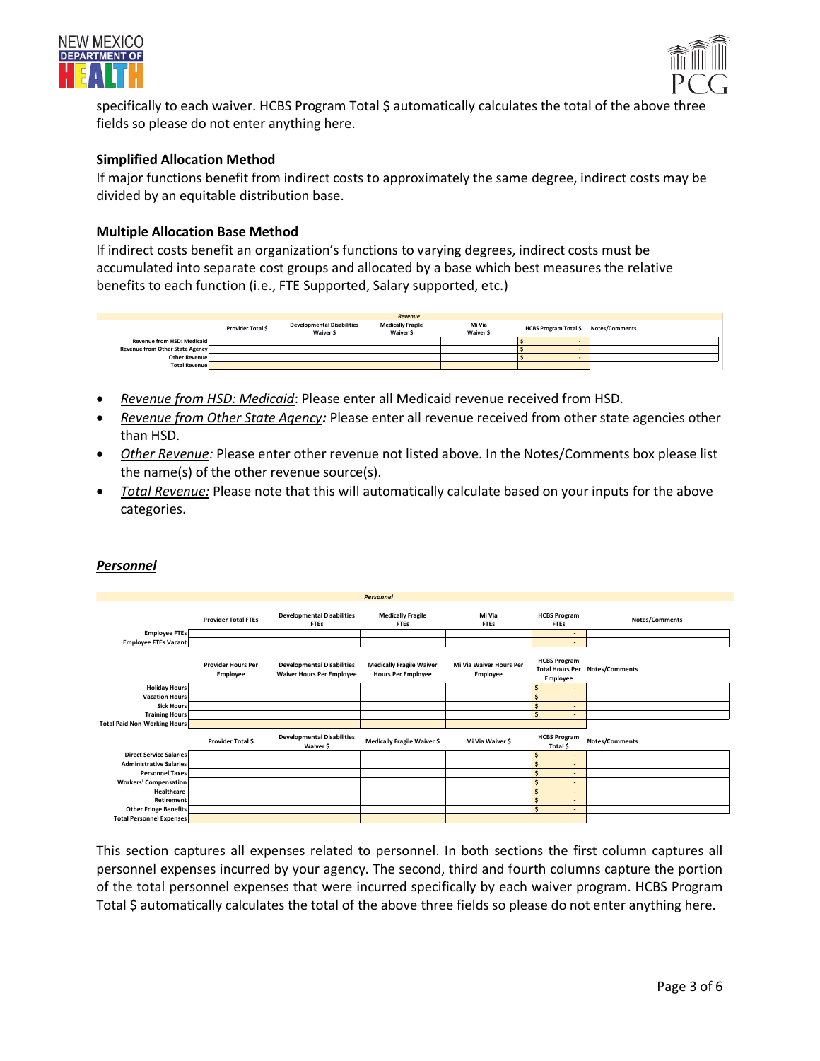specifically to each waiver. HCBS Program Total $ automatically calculates the total of the above three fields so please do not enter anything here.

**Simplified Allocation Method**

If major functions benefit from indirect costs to approximately the same degree, indirect costs may be divided by an equitable distribution base.

**Multiple Allocation Base Method**

If indirect costs benefit an organization's functions to varying degrees, indirect costs must be accumulated into separate cost groups and allocated by a base which best measures the relative benefits to each function (i.e., FTE Supported, Salary supported, etc.)

| *Revenue* | | | | | | |
|---|---|---|---|---|---|---|
| | Provider Total $ | Developmental Disabilities Waiver $ | Medically Fragile Waiver $ | Mi Via Waiver $ | HCBS Program Total $ | Notes/Comments |
| Revenue from HSD: Medicaid | | | | | $ - | |
| Revenue from Other State Agency | | | | | $ - | |
| Other Revenue | | | | | $ - | |
| Total Revenue | | | | | | |

- *Revenue from HSD: Medicaid*: Please enter all Medicaid revenue received from HSD.
- *Revenue from Other State Agency:* Please enter all revenue received from other state agencies other than HSD.
- *Other Revenue:* Please enter other revenue not listed above. In the Notes/Comments box please list the name(s) of the other revenue source(s).
- *Total Revenue:* Please note that this will automatically calculate based on your inputs for the above categories.

## *Personnel*

| *Personnel* | | | | | | |
|---|---|---|---|---|---|---|
| | Provider Total FTEs | Developmental Disabilities FTEs | Medically Fragile FTEs | Mi Via FTEs | HCBS Program FTEs | Notes/Comments |
| Employee FTEs | | | | | - | |
| Employee FTEs Vacant | | | | | - | |
| | Provider Hours Per Employee | Developmental Disabilities Waiver Hours Per Employee | Medically Fragile Waiver Hours Per Employee | Mi Via Waiver Hours Per Employee | HCBS Program Total Hours Per Employee | Notes/Comments |
| Holiday Hours | | | | | $ - | |
| Vacation Hours | | | | | $ - | |
| Sick Hours | | | | | $ - | |
| Training Hours | | | | | $ - | |
| Total Paid Non-Working Hours | | | | | | |
| | Provider Total $ | Developmental Disabilities Waiver $ | Medically Fragile Waiver $ | Mi Via Waiver $ | HCBS Program Total $ | Notes/Comments |
| Direct Service Salaries | | | | | $ - | |
| Administrative Salaries | | | | | $ - | |
| Personnel Taxes | | | | | $ - | |
| Workers' Compensation | | | | | $ - | |
| Healthcare | | | | | $ - | |
| Retirement | | | | | $ - | |
| Other Fringe Benefits | | | | | $ - | |
| Total Personnel Expenses | | | | | | |

This section captures all expenses related to personnel. In both sections the first column captures all personnel expenses incurred by your agency. The second, third and fourth columns capture the portion of the total personnel expenses that were incurred specifically by each waiver program. HCBS Program Total $ automatically calculates the total of the above three fields so please do not enter anything here.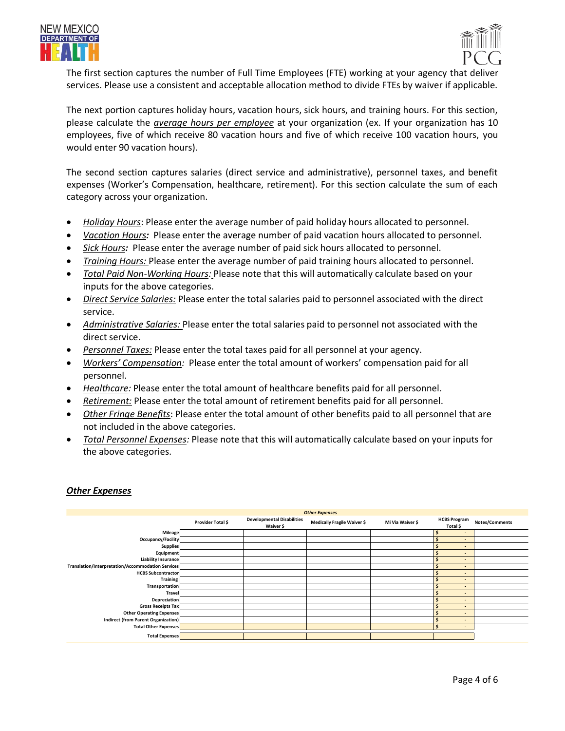The first section captures the number of Full Time Employees (FTE) working at your agency that deliver services. Please use a consistent and acceptable allocation method to divide FTEs by waiver if applicable.

The next portion captures holiday hours, vacation hours, sick hours, and training hours. For this section, please calculate the ***average hours per employee*** at your organization (ex. If your organization has 10 employees, five of which receive 80 vacation hours and five of which receive 100 vacation hours, you would enter 90 vacation hours).

The second section captures salaries (direct service and administrative), personnel taxes, and benefit expenses (Worker's Compensation, healthcare, retirement). For this section calculate the sum of each category across your organization.

- *Holiday Hours*: Please enter the average number of paid holiday hours allocated to personnel.
- *Vacation Hours:* Please enter the average number of paid vacation hours allocated to personnel.
- *Sick Hours:* Please enter the average number of paid sick hours allocated to personnel.
- *Training Hours:* Please enter the average number of paid training hours allocated to personnel.
- *Total Paid Non-Working Hours:* Please note that this will automatically calculate based on your inputs for the above categories.
- *Direct Service Salaries:* Please enter the total salaries paid to personnel associated with the direct service.
- *Administrative Salaries:* Please enter the total salaries paid to personnel not associated with the direct service.
- *Personnel Taxes:* Please enter the total taxes paid for all personnel at your agency.
- *Workers' Compensation:* Please enter the total amount of workers' compensation paid for all personnel.
- *Healthcare:* Please enter the total amount of healthcare benefits paid for all personnel.
- *Retirement:* Please enter the total amount of retirement benefits paid for all personnel.
- *Other Fringe Benefits*: Please enter the total amount of other benefits paid to all personnel that are not included in the above categories.
- *Total Personnel Expenses:* Please note that this will automatically calculate based on your inputs for the above categories.

## *Other Expenses*

| Other Expenses | | | | | | |
|---|---|---|---|---|---|---|
| | Provider Total $ | Developmental Disabilities Waiver $ | Medically Fragile Waiver $ | Mi Via Waiver $ | HCBS Program Total $ | Notes/Comments |
| Mileage | | | | | $ - | |
| Occupancy/Facility | | | | | $ - | |
| Supplies | | | | | $ - | |
| Equipment | | | | | $ - | |
| Liability Insurance | | | | | $ - | |
| Translation/Interpretation/Accommodation Services | | | | | $ - | |
| HCBS Subcontractor | | | | | $ - | |
| Training | | | | | $ - | |
| Transportation | | | | | $ - | |
| Travel | | | | | $ - | |
| Depreciation | | | | | $ - | |
| Gross Receipts Tax | | | | | $ - | |
| Other Operating Expenses | | | | | $ - | |
| Indirect (from Parent Organization) | | | | | $ - | |
| Total Other Expenses | | | | | $ - | |
| Total Expenses | | | | | | |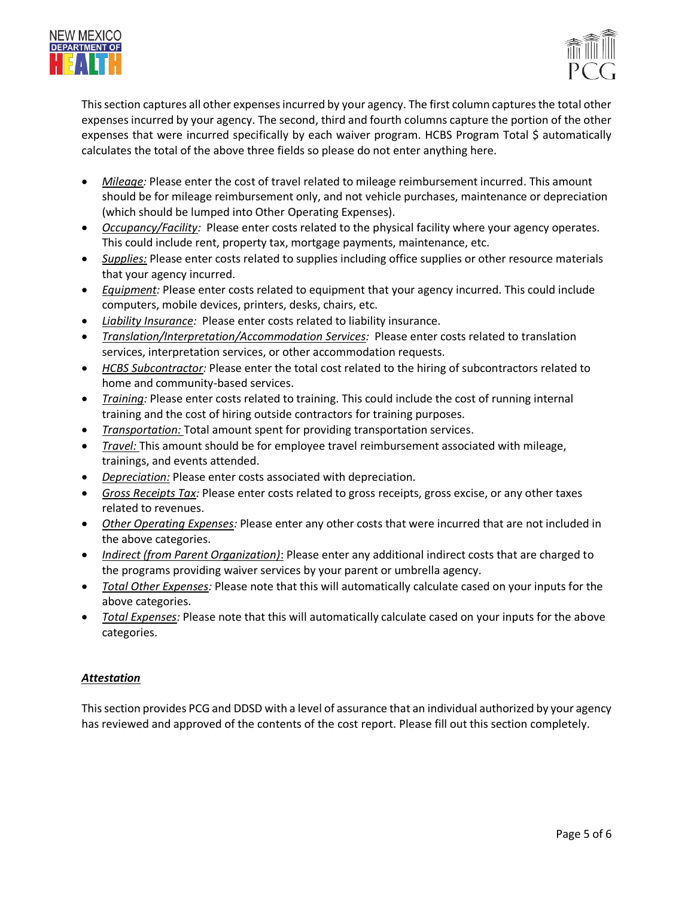This section captures all other expenses incurred by your agency. The first column captures the total other expenses incurred by your agency. The second, third and fourth columns capture the portion of the other expenses that were incurred specifically by each waiver program. HCBS Program Total $ automatically calculates the total of the above three fields so please do not enter anything here.

- *Mileage:* Please enter the cost of travel related to mileage reimbursement incurred. This amount should be for mileage reimbursement only, and not vehicle purchases, maintenance or depreciation (which should be lumped into Other Operating Expenses).
- *Occupancy/Facility:* Please enter costs related to the physical facility where your agency operates. This could include rent, property tax, mortgage payments, maintenance, etc.
- *Supplies:* Please enter costs related to supplies including office supplies or other resource materials that your agency incurred.
- *Equipment:* Please enter costs related to equipment that your agency incurred. This could include computers, mobile devices, printers, desks, chairs, etc.
- *Liability Insurance:* Please enter costs related to liability insurance.
- *Translation/Interpretation/Accommodation Services:* Please enter costs related to translation services, interpretation services, or other accommodation requests.
- *HCBS Subcontractor:* Please enter the total cost related to the hiring of subcontractors related to home and community-based services.
- *Training:* Please enter costs related to training. This could include the cost of running internal training and the cost of hiring outside contractors for training purposes.
- *Transportation:* Total amount spent for providing transportation services.
- *Travel:* This amount should be for employee travel reimbursement associated with mileage, trainings, and events attended.
- *Depreciation:* Please enter costs associated with depreciation.
- *Gross Receipts Tax:* Please enter costs related to gross receipts, gross excise, or any other taxes related to revenues.
- *Other Operating Expenses:* Please enter any other costs that were incurred that are not included in the above categories.
- *Indirect (from Parent Organization)*: Please enter any additional indirect costs that are charged to the programs providing waiver services by your parent or umbrella agency.
- *Total Other Expenses:* Please note that this will automatically calculate cased on your inputs for the above categories.
- *Total Expenses:* Please note that this will automatically calculate cased on your inputs for the above categories.

***Attestation***

This section provides PCG and DDSD with a level of assurance that an individual authorized by your agency has reviewed and approved of the contents of the cost report. Please fill out this section completely.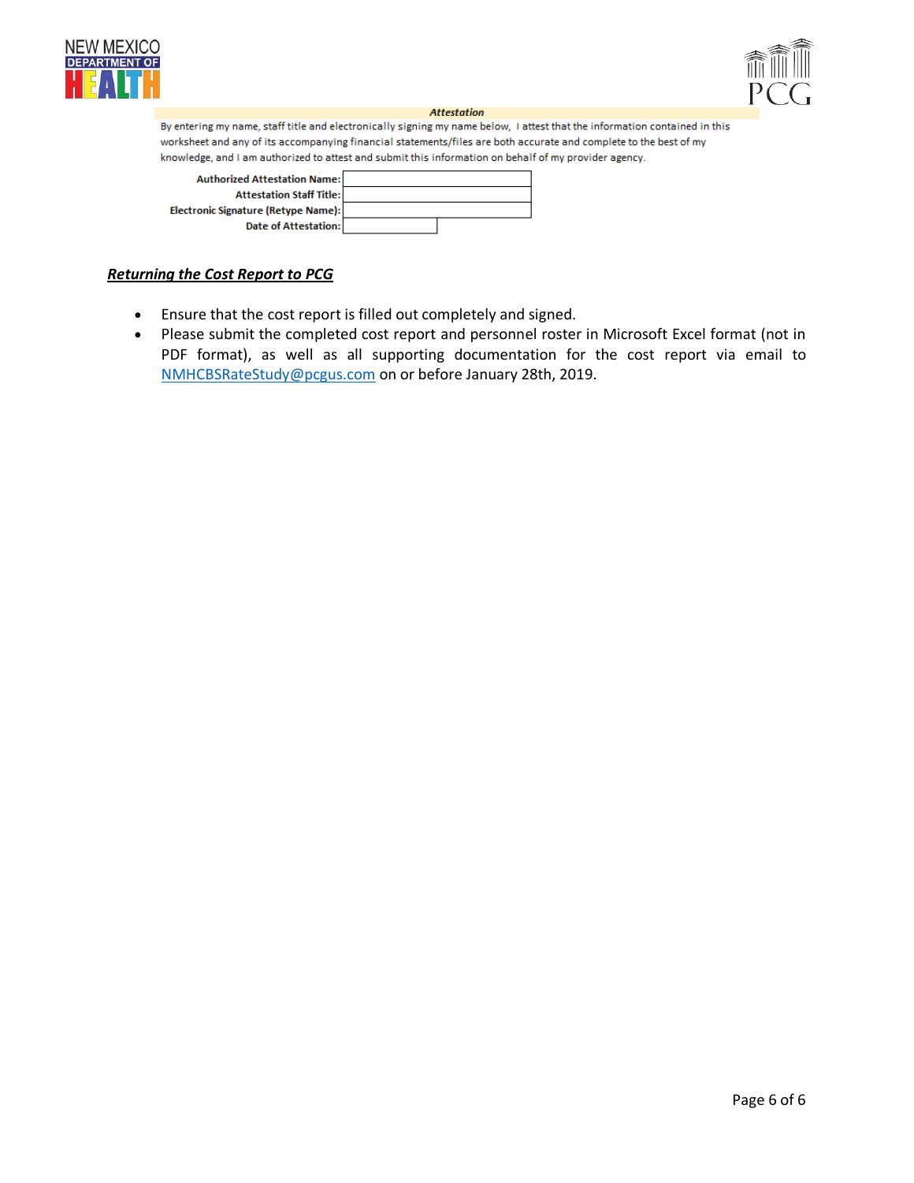**Attestation**

By entering my name, staff title and electronically signing my name below, I attest that the information contained in this worksheet and any of its accompanying financial statements/files are both accurate and complete to the best of my knowledge, and I am authorized to attest and submit this information on behalf of my provider agency.

| | |
|---|---|
| **Authorized Attestation Name:** | |
| **Attestation Staff Title:** | |
| **Electronic Signature (Retype Name):** | |
| **Date of Attestation:** | |

***Returning the Cost Report to PCG***

- Ensure that the cost report is filled out completely and signed.
- Please submit the completed cost report and personnel roster in Microsoft Excel format (not in PDF format), as well as all supporting documentation for the cost report via email to NMHCBSRateStudy@pcgus.com on or before January 28th, 2019.